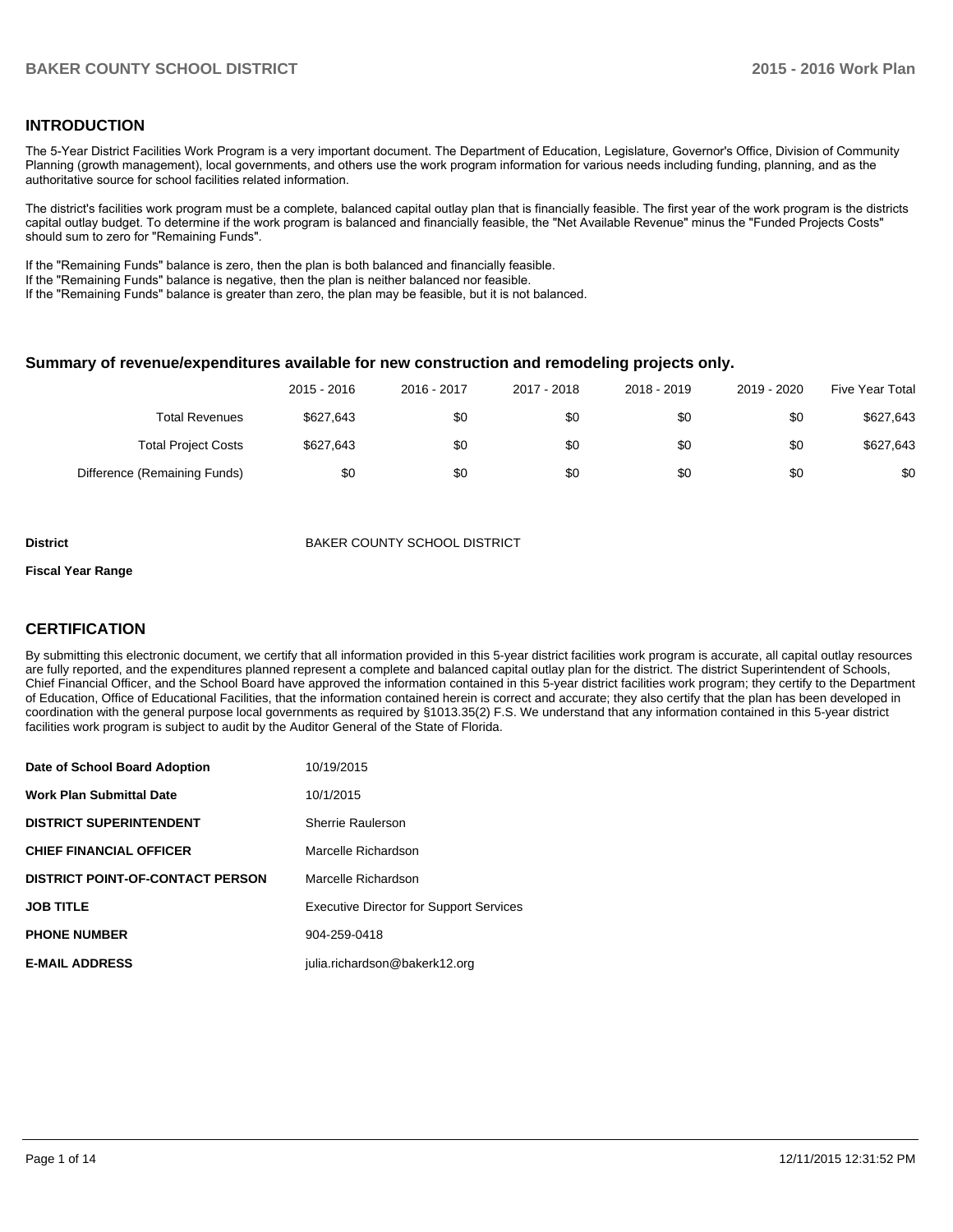## INTRODUCTION

The 5-Year District Facilities Work Program is a very important document. The Department of Education, Legislature, Governor's Office, Division of Community Planning (growth management), local governments, and others use the work program information for various needs including funding, planning, and as the authoritative source for school facilities related information.

The district's facilities work program must be a complete, balanced capital outlay plan that is financially feasible. The first year of the work program is the districts capital outlay budget. To determine if the work program is balanced and financially feasible, the "Net Available Revenue" minus the "Funded Projects Costs" should sum to zero for "Remaining Funds".

If the "Remaining Funds" balance is zero, then the plan is both balanced and financially feasible.
If the "Remaining Funds" balance is negative, then the plan is neither balanced nor feasible.
If the "Remaining Funds" balance is greater than zero, the plan may be feasible, but it is not balanced.

### Summary of revenue/expenditures available for new construction and remodeling projects only.

| | 2015 - 2016 | 2016 - 2017 | 2017 - 2018 | 2018 - 2019 | 2019 - 2020 | Five Year Total |
|---|---|---|---|---|---|---|
| Total Revenues | $627,643 | $0 | $0 | $0 | $0 | $627,643 |
| Total Project Costs | $627,643 | $0 | $0 | $0 | $0 | $627,643 |
| Difference (Remaining Funds) | $0 | $0 | $0 | $0 | $0 | $0 |

| | |
|---|---|
| **District** | BAKER COUNTY SCHOOL DISTRICT |
| **Fiscal Year Range** | |

## CERTIFICATION

By submitting this electronic document, we certify that all information provided in this 5-year district facilities work program is accurate, all capital outlay resources are fully reported, and the expenditures planned represent a complete and balanced capital outlay plan for the district. The district Superintendent of Schools, Chief Financial Officer, and the School Board have approved the information contained in this 5-year district facilities work program; they certify to the Department of Education, Office of Educational Facilities, that the information contained herein is correct and accurate; they also certify that the plan has been developed in coordination with the general purpose local governments as required by §1013.35(2) F.S. We understand that any information contained in this 5-year district facilities work program is subject to audit by the Auditor General of the State of Florida.

| | |
|---|---|
| **Date of School Board Adoption** | 10/19/2015 |
| **Work Plan Submittal Date** | 10/1/2015 |
| **DISTRICT SUPERINTENDENT** | Sherrie Raulerson |
| **CHIEF FINANCIAL OFFICER** | Marcelle Richardson |
| **DISTRICT POINT-OF-CONTACT PERSON** | Marcelle Richardson |
| **JOB TITLE** | Executive Director for Support Services |
| **PHONE NUMBER** | 904-259-0418 |
| **E-MAIL ADDRESS** | julia.richardson@bakerk12.org |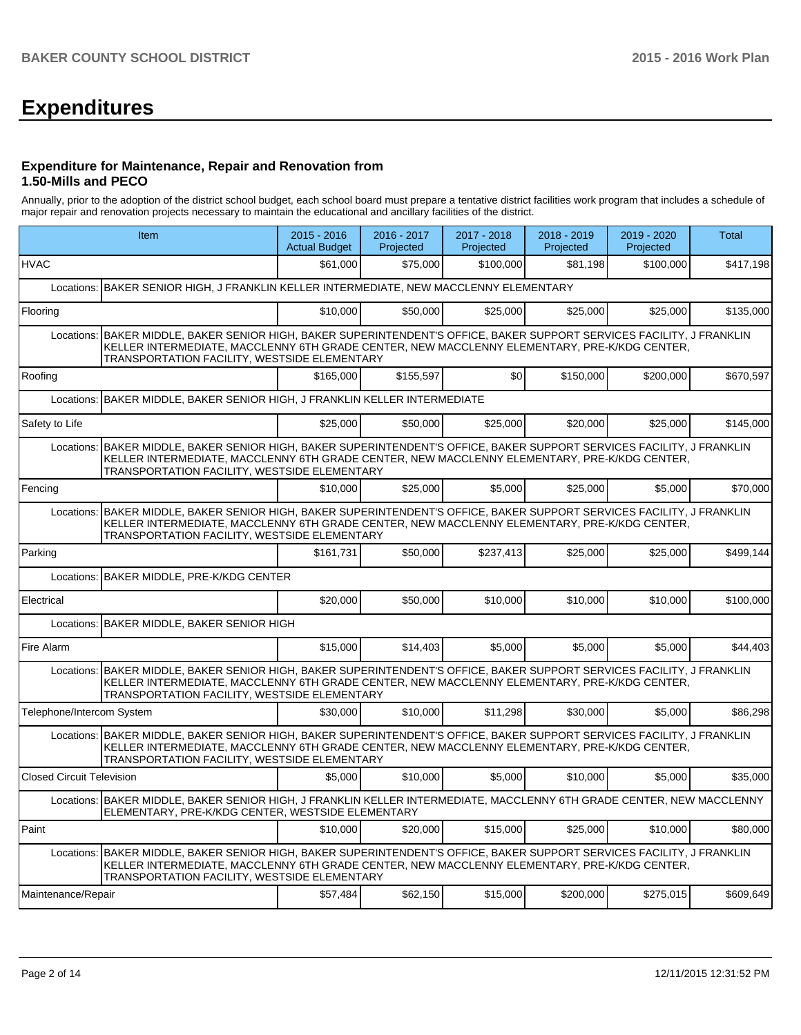# Expenditures

### Expenditure for Maintenance, Repair and Renovation from 1.50-Mills and PECO

Annually, prior to the adoption of the district school budget, each school board must prepare a tentative district facilities work program that includes a schedule of major repair and renovation projects necessary to maintain the educational and ancillary facilities of the district.

| Item | 2015 - 2016 Actual Budget | 2016 - 2017 Projected | 2017 - 2018 Projected | 2018 - 2019 Projected | 2019 - 2020 Projected | Total |
|---|---|---|---|---|---|---|
| HVAC | $61,000 | $75,000 | $100,000 | $81,198 | $100,000 | $417,198 |
| Locations: BAKER SENIOR HIGH, J FRANKLIN KELLER INTERMEDIATE, NEW MACCLENNY ELEMENTARY | | | | | | |
| Flooring | $10,000 | $50,000 | $25,000 | $25,000 | $25,000 | $135,000 |
| Locations: BAKER MIDDLE, BAKER SENIOR HIGH, BAKER SUPERINTENDENT'S OFFICE, BAKER SUPPORT SERVICES FACILITY, J FRANKLIN KELLER INTERMEDIATE, MACCLENNY 6TH GRADE CENTER, NEW MACCLENNY ELEMENTARY, PRE-K/KDG CENTER, TRANSPORTATION FACILITY, WESTSIDE ELEMENTARY | | | | | | |
| Roofing | $165,000 | $155,597 | $0 | $150,000 | $200,000 | $670,597 |
| Locations: BAKER MIDDLE, BAKER SENIOR HIGH, J FRANKLIN KELLER INTERMEDIATE | | | | | | |
| Safety to Life | $25,000 | $50,000 | $25,000 | $20,000 | $25,000 | $145,000 |
| Locations: BAKER MIDDLE, BAKER SENIOR HIGH, BAKER SUPERINTENDENT'S OFFICE, BAKER SUPPORT SERVICES FACILITY, J FRANKLIN KELLER INTERMEDIATE, MACCLENNY 6TH GRADE CENTER, NEW MACCLENNY ELEMENTARY, PRE-K/KDG CENTER, TRANSPORTATION FACILITY, WESTSIDE ELEMENTARY | | | | | | |
| Fencing | $10,000 | $25,000 | $5,000 | $25,000 | $5,000 | $70,000 |
| Locations: BAKER MIDDLE, BAKER SENIOR HIGH, BAKER SUPERINTENDENT'S OFFICE, BAKER SUPPORT SERVICES FACILITY, J FRANKLIN KELLER INTERMEDIATE, MACCLENNY 6TH GRADE CENTER, NEW MACCLENNY ELEMENTARY, PRE-K/KDG CENTER, TRANSPORTATION FACILITY, WESTSIDE ELEMENTARY | | | | | | |
| Parking | $161,731 | $50,000 | $237,413 | $25,000 | $25,000 | $499,144 |
| Locations: BAKER MIDDLE, PRE-K/KDG CENTER | | | | | | |
| Electrical | $20,000 | $50,000 | $10,000 | $10,000 | $10,000 | $100,000 |
| Locations: BAKER MIDDLE, BAKER SENIOR HIGH | | | | | | |
| Fire Alarm | $15,000 | $14,403 | $5,000 | $5,000 | $5,000 | $44,403 |
| Locations: BAKER MIDDLE, BAKER SENIOR HIGH, BAKER SUPERINTENDENT'S OFFICE, BAKER SUPPORT SERVICES FACILITY, J FRANKLIN KELLER INTERMEDIATE, MACCLENNY 6TH GRADE CENTER, NEW MACCLENNY ELEMENTARY, PRE-K/KDG CENTER, TRANSPORTATION FACILITY, WESTSIDE ELEMENTARY | | | | | | |
| Telephone/Intercom System | $30,000 | $10,000 | $11,298 | $30,000 | $5,000 | $86,298 |
| Locations: BAKER MIDDLE, BAKER SENIOR HIGH, BAKER SUPERINTENDENT'S OFFICE, BAKER SUPPORT SERVICES FACILITY, J FRANKLIN KELLER INTERMEDIATE, MACCLENNY 6TH GRADE CENTER, NEW MACCLENNY ELEMENTARY, PRE-K/KDG CENTER, TRANSPORTATION FACILITY, WESTSIDE ELEMENTARY | | | | | | |
| Closed Circuit Television | $5,000 | $10,000 | $5,000 | $10,000 | $5,000 | $35,000 |
| Locations: BAKER MIDDLE, BAKER SENIOR HIGH, J FRANKLIN KELLER INTERMEDIATE, MACCLENNY 6TH GRADE CENTER, NEW MACCLENNY ELEMENTARY, PRE-K/KDG CENTER, WESTSIDE ELEMENTARY | | | | | | |
| Paint | $10,000 | $20,000 | $15,000 | $25,000 | $10,000 | $80,000 |
| Locations: BAKER MIDDLE, BAKER SENIOR HIGH, BAKER SUPERINTENDENT'S OFFICE, BAKER SUPPORT SERVICES FACILITY, J FRANKLIN KELLER INTERMEDIATE, MACCLENNY 6TH GRADE CENTER, NEW MACCLENNY ELEMENTARY, PRE-K/KDG CENTER, TRANSPORTATION FACILITY, WESTSIDE ELEMENTARY | | | | | | |
| Maintenance/Repair | $57,484 | $62,150 | $15,000 | $200,000 | $275,015 | $609,649 |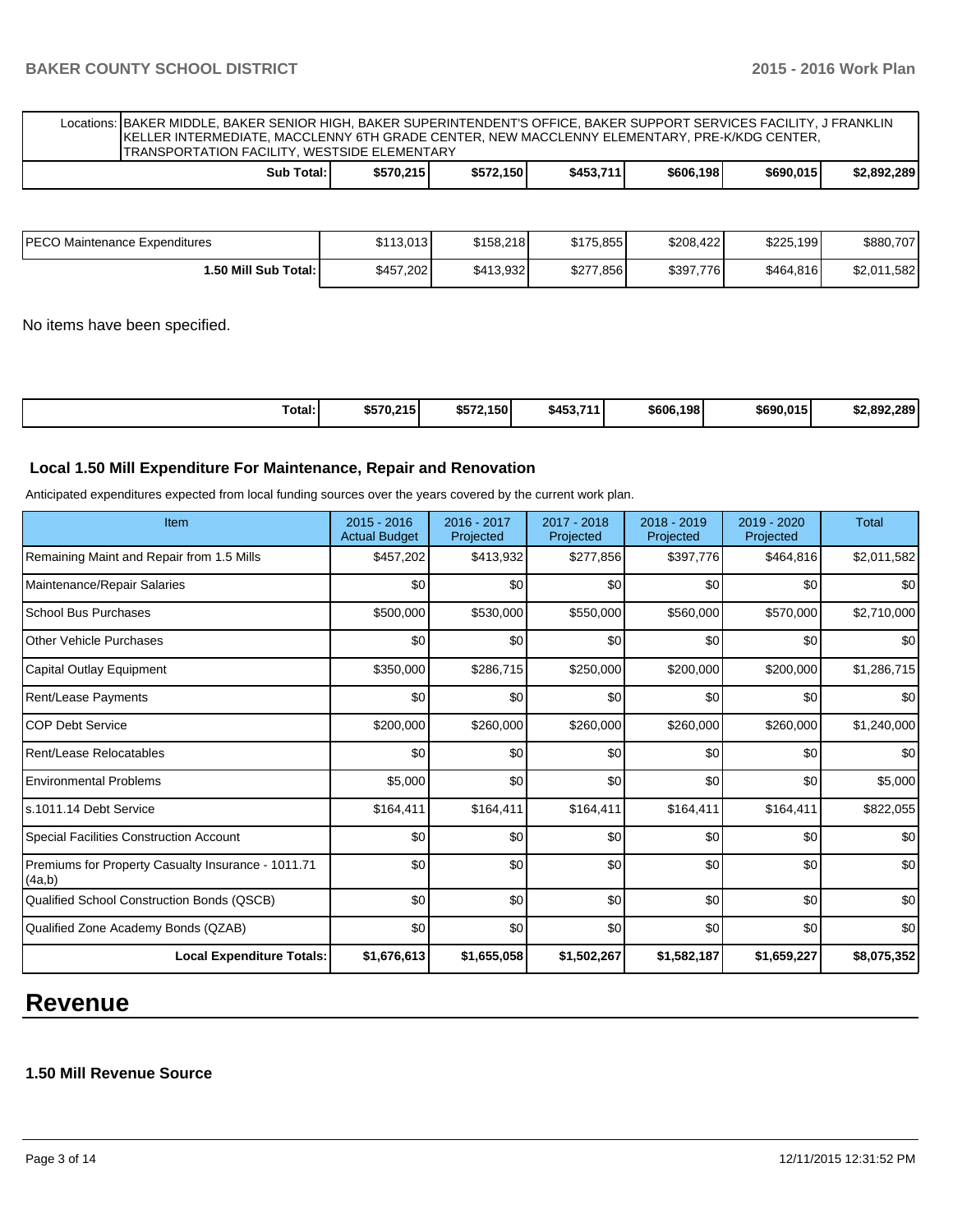| Locations: | BAKER MIDDLE, BAKER SENIOR HIGH, BAKER SUPERINTENDENT'S OFFICE, BAKER SUPPORT SERVICES FACILITY, J FRANKLIN KELLER INTERMEDIATE, MACCLENNY 6TH GRADE CENTER, NEW MACCLENNY ELEMENTARY, PRE-K/KDG CENTER, TRANSPORTATION FACILITY, WESTSIDE ELEMENTARY | | | | | |
|---|---|---|---|---|---|---|
| **Sub Total:** | **$570,215** | **$572,150** | **$453,711** | **$606,198** | **$690,015** | **$2,892,289** |

| | | | | | | |
|---|---|---|---|---|---|---|
| PECO Maintenance Expenditures | $113,013 | $158,218 | $175,855 | $208,422 | $225,199 | $880,707 |
| **1.50 Mill Sub Total:** | $457,202 | $413,932 | $277,856 | $397,776 | $464,816 | $2,011,582 |

No items have been specified.

| | | | | | | |
|---|---|---|---|---|---|---|
| **Total:** | **$570,215** | **$572,150** | **$453,711** | **$606,198** | **$690,015** | **$2,892,289** |

### Local 1.50 Mill Expenditure For Maintenance, Repair and Renovation

Anticipated expenditures expected from local funding sources over the years covered by the current work plan.

| Item | 2015 - 2016 Actual Budget | 2016 - 2017 Projected | 2017 - 2018 Projected | 2018 - 2019 Projected | 2019 - 2020 Projected | Total |
|---|---|---|---|---|---|---|
| Remaining Maint and Repair from 1.5 Mills | $457,202 | $413,932 | $277,856 | $397,776 | $464,816 | $2,011,582 |
| Maintenance/Repair Salaries | $0 | $0 | $0 | $0 | $0 | $0 |
| School Bus Purchases | $500,000 | $530,000 | $550,000 | $560,000 | $570,000 | $2,710,000 |
| Other Vehicle Purchases | $0 | $0 | $0 | $0 | $0 | $0 |
| Capital Outlay Equipment | $350,000 | $286,715 | $250,000 | $200,000 | $200,000 | $1,286,715 |
| Rent/Lease Payments | $0 | $0 | $0 | $0 | $0 | $0 |
| COP Debt Service | $200,000 | $260,000 | $260,000 | $260,000 | $260,000 | $1,240,000 |
| Rent/Lease Relocatables | $0 | $0 | $0 | $0 | $0 | $0 |
| Environmental Problems | $5,000 | $0 | $0 | $0 | $0 | $5,000 |
| s.1011.14 Debt Service | $164,411 | $164,411 | $164,411 | $164,411 | $164,411 | $822,055 |
| Special Facilities Construction Account | $0 | $0 | $0 | $0 | $0 | $0 |
| Premiums for Property Casualty Insurance - 1011.71 (4a,b) | $0 | $0 | $0 | $0 | $0 | $0 |
| Qualified School Construction Bonds (QSCB) | $0 | $0 | $0 | $0 | $0 | $0 |
| Qualified Zone Academy Bonds (QZAB) | $0 | $0 | $0 | $0 | $0 | $0 |
| **Local Expenditure Totals:** | **$1,676,613** | **$1,655,058** | **$1,502,267** | **$1,582,187** | **$1,659,227** | **$8,075,352** |

# Revenue

### 1.50 Mill Revenue Source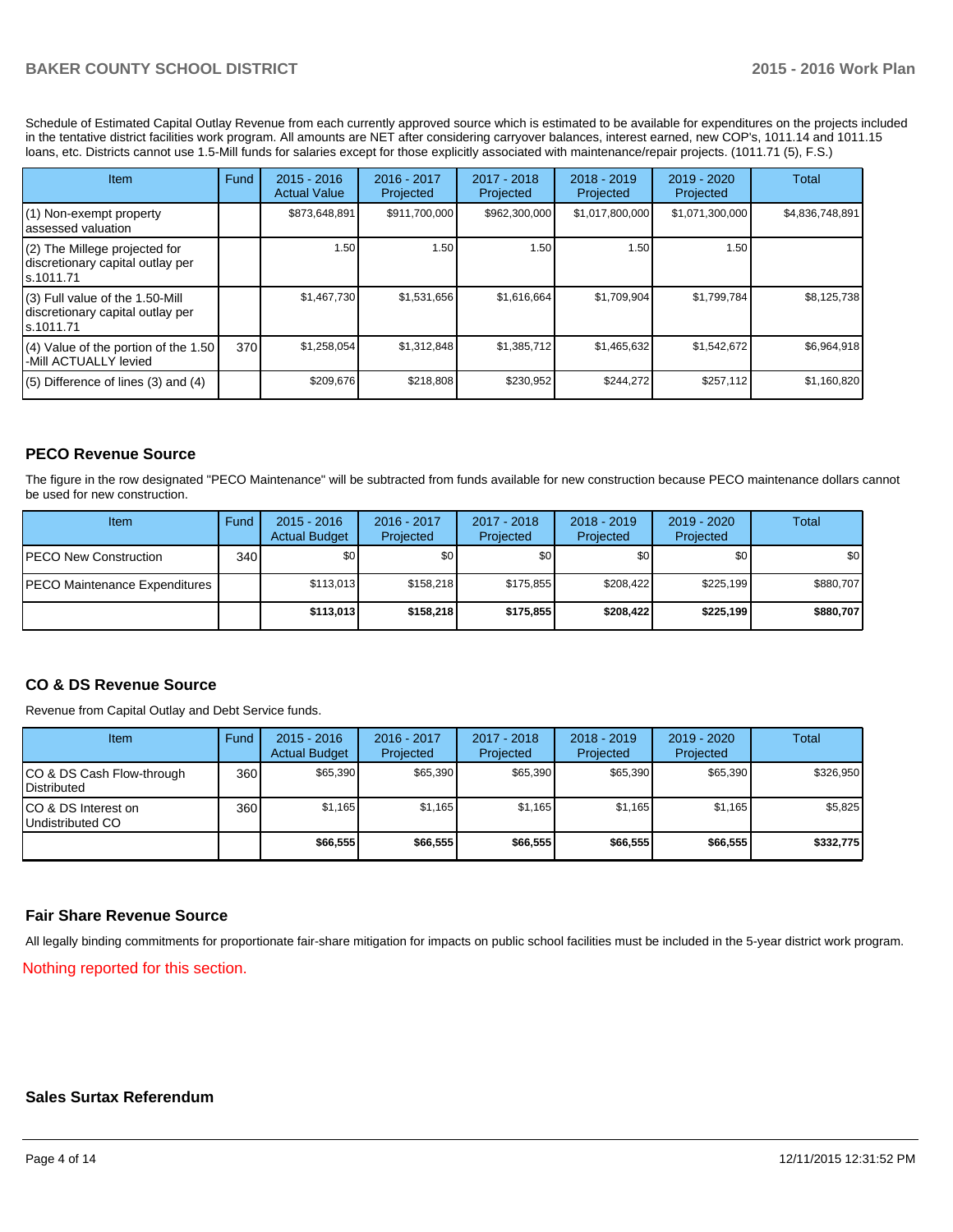Schedule of Estimated Capital Outlay Revenue from each currently approved source which is estimated to be available for expenditures on the projects included in the tentative district facilities work program. All amounts are NET after considering carryover balances, interest earned, new COP's, 1011.14 and 1011.15 loans, etc. Districts cannot use 1.5-Mill funds for salaries except for those explicitly associated with maintenance/repair projects. (1011.71 (5), F.S.)

| Item | Fund | 2015 - 2016 Actual Value | 2016 - 2017 Projected | 2017 - 2018 Projected | 2018 - 2019 Projected | 2019 - 2020 Projected | Total |
|---|---|---|---|---|---|---|---|
| (1) Non-exempt property assessed valuation | | $873,648,891 | $911,700,000 | $962,300,000 | $1,017,800,000 | $1,071,300,000 | $4,836,748,891 |
| (2) The Millege projected for discretionary capital outlay per s.1011.71 | | 1.50 | 1.50 | 1.50 | 1.50 | 1.50 | |
| (3) Full value of the 1.50-Mill discretionary capital outlay per s.1011.71 | | $1,467,730 | $1,531,656 | $1,616,664 | $1,709,904 | $1,799,784 | $8,125,738 |
| (4) Value of the portion of the 1.50 -Mill ACTUALLY levied | 370 | $1,258,054 | $1,312,848 | $1,385,712 | $1,465,632 | $1,542,672 | $6,964,918 |
| (5) Difference of lines (3) and (4) | | $209,676 | $218,808 | $230,952 | $244,272 | $257,112 | $1,160,820 |

## PECO Revenue Source

The figure in the row designated "PECO Maintenance" will be subtracted from funds available for new construction because PECO maintenance dollars cannot be used for new construction.

| Item | Fund | 2015 - 2016 Actual Budget | 2016 - 2017 Projected | 2017 - 2018 Projected | 2018 - 2019 Projected | 2019 - 2020 Projected | Total |
|---|---|---|---|---|---|---|---|
| PECO New Construction | 340 | $0 | $0 | $0 | $0 | $0 | $0 |
| PECO Maintenance Expenditures | | $113,013 | $158,218 | $175,855 | $208,422 | $225,199 | $880,707 |
| | | **$113,013** | **$158,218** | **$175,855** | **$208,422** | **$225,199** | **$880,707** |

## CO & DS Revenue Source

Revenue from Capital Outlay and Debt Service funds.

| Item | Fund | 2015 - 2016 Actual Budget | 2016 - 2017 Projected | 2017 - 2018 Projected | 2018 - 2019 Projected | 2019 - 2020 Projected | Total |
|---|---|---|---|---|---|---|---|
| CO & DS Cash Flow-through Distributed | 360 | $65,390 | $65,390 | $65,390 | $65,390 | $65,390 | $326,950 |
| CO & DS Interest on Undistributed CO | 360 | $1,165 | $1,165 | $1,165 | $1,165 | $1,165 | $5,825 |
| | | **$66,555** | **$66,555** | **$66,555** | **$66,555** | **$66,555** | **$332,775** |

## Fair Share Revenue Source

All legally binding commitments for proportionate fair-share mitigation for impacts on public school facilities must be included in the 5-year district work program.

Nothing reported for this section.

## Sales Surtax Referendum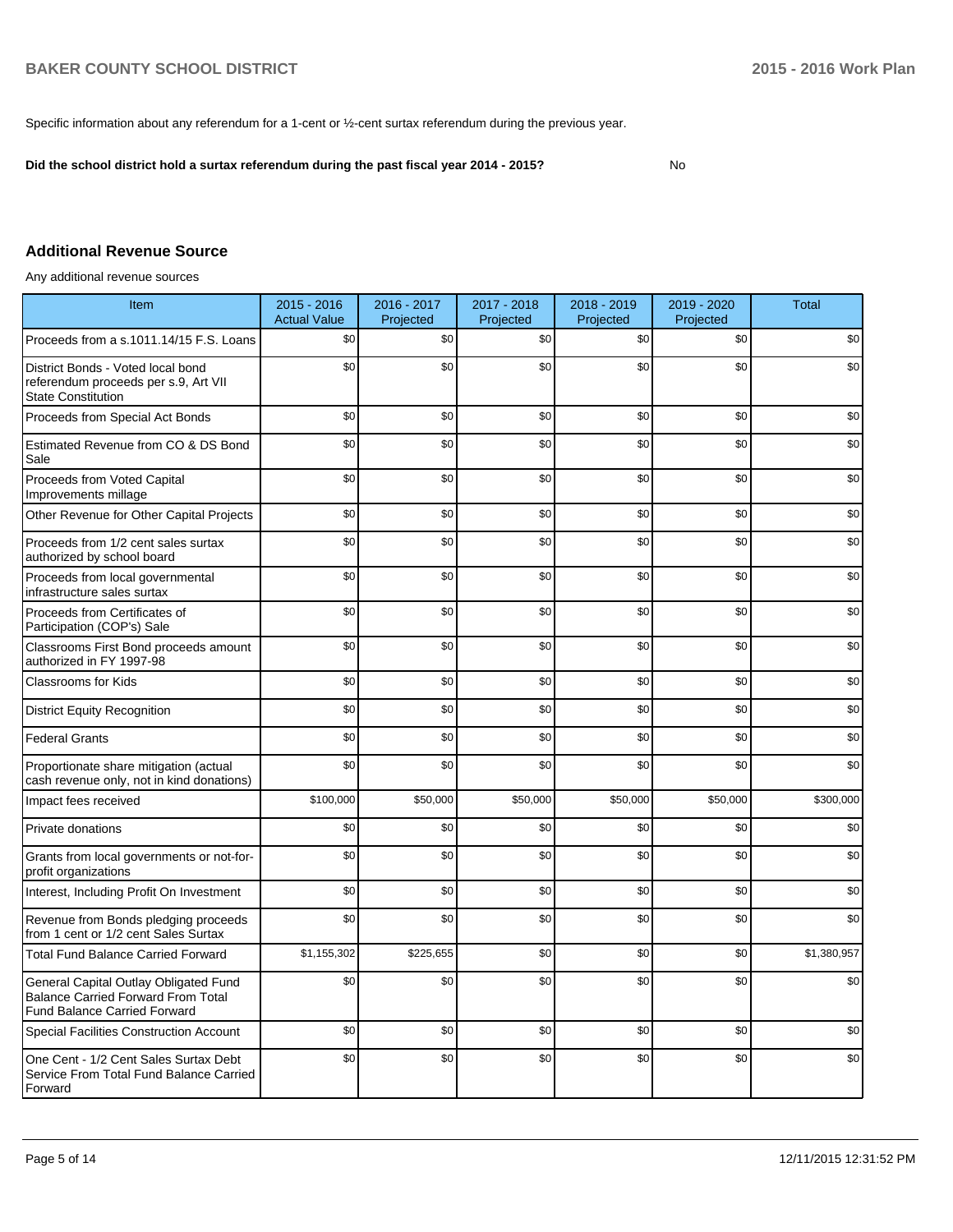Specific information about any referendum for a 1-cent or ½-cent surtax referendum during the previous year.

**Did the school district hold a surtax referendum during the past fiscal year 2014 - 2015?** No

## Additional Revenue Source

Any additional revenue sources

| Item | 2015 - 2016 Actual Value | 2016 - 2017 Projected | 2017 - 2018 Projected | 2018 - 2019 Projected | 2019 - 2020 Projected | Total |
|---|---|---|---|---|---|---|
| Proceeds from a s.1011.14/15 F.S. Loans | $0 | $0 | $0 | $0 | $0 | $0 |
| District Bonds - Voted local bond referendum proceeds per s.9, Art VII State Constitution | $0 | $0 | $0 | $0 | $0 | $0 |
| Proceeds from Special Act Bonds | $0 | $0 | $0 | $0 | $0 | $0 |
| Estimated Revenue from CO & DS Bond Sale | $0 | $0 | $0 | $0 | $0 | $0 |
| Proceeds from Voted Capital Improvements millage | $0 | $0 | $0 | $0 | $0 | $0 |
| Other Revenue for Other Capital Projects | $0 | $0 | $0 | $0 | $0 | $0 |
| Proceeds from 1/2 cent sales surtax authorized by school board | $0 | $0 | $0 | $0 | $0 | $0 |
| Proceeds from local governmental infrastructure sales surtax | $0 | $0 | $0 | $0 | $0 | $0 |
| Proceeds from Certificates of Participation (COP's) Sale | $0 | $0 | $0 | $0 | $0 | $0 |
| Classrooms First Bond proceeds amount authorized in FY 1997-98 | $0 | $0 | $0 | $0 | $0 | $0 |
| Classrooms for Kids | $0 | $0 | $0 | $0 | $0 | $0 |
| District Equity Recognition | $0 | $0 | $0 | $0 | $0 | $0 |
| Federal Grants | $0 | $0 | $0 | $0 | $0 | $0 |
| Proportionate share mitigation (actual cash revenue only, not in kind donations) | $0 | $0 | $0 | $0 | $0 | $0 |
| Impact fees received | $100,000 | $50,000 | $50,000 | $50,000 | $50,000 | $300,000 |
| Private donations | $0 | $0 | $0 | $0 | $0 | $0 |
| Grants from local governments or not-for-profit organizations | $0 | $0 | $0 | $0 | $0 | $0 |
| Interest, Including Profit On Investment | $0 | $0 | $0 | $0 | $0 | $0 |
| Revenue from Bonds pledging proceeds from 1 cent or 1/2 cent Sales Surtax | $0 | $0 | $0 | $0 | $0 | $0 |
| Total Fund Balance Carried Forward | $1,155,302 | $225,655 | $0 | $0 | $0 | $1,380,957 |
| General Capital Outlay Obligated Fund Balance Carried Forward From Total Fund Balance Carried Forward | $0 | $0 | $0 | $0 | $0 | $0 |
| Special Facilities Construction Account | $0 | $0 | $0 | $0 | $0 | $0 |
| One Cent - 1/2 Cent Sales Surtax Debt Service From Total Fund Balance Carried Forward | $0 | $0 | $0 | $0 | $0 | $0 |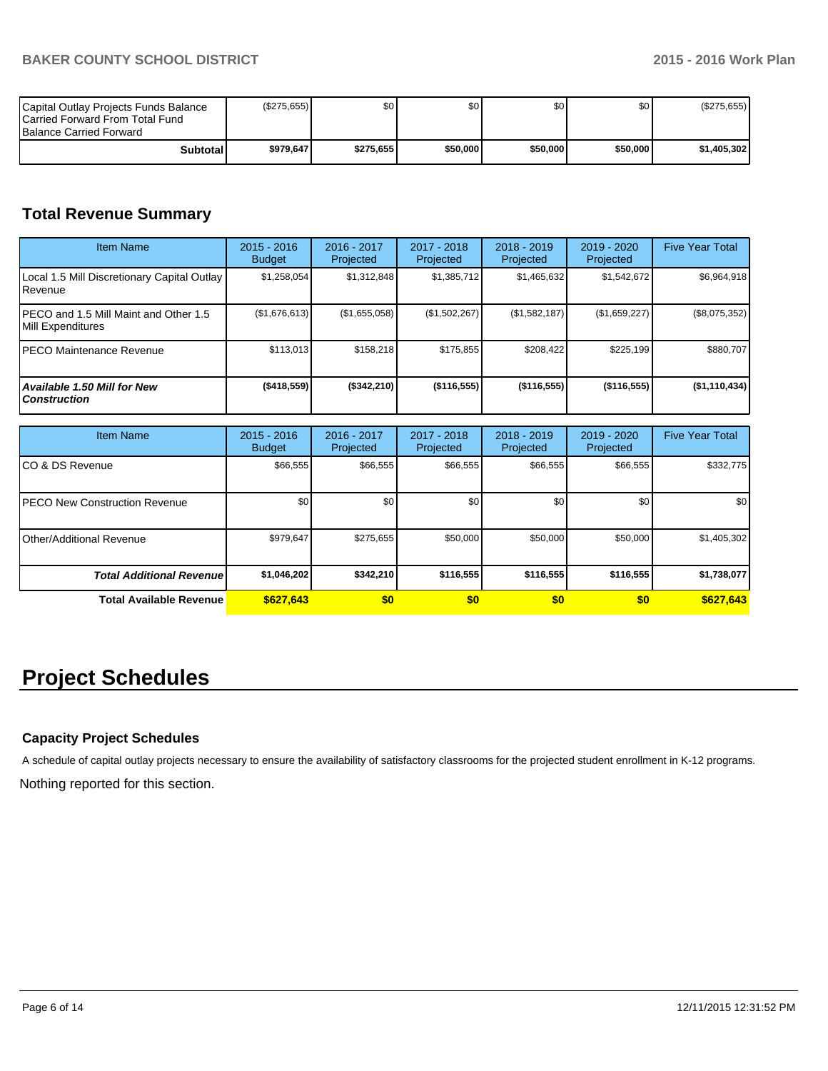| | | | | | | |
|---|---|---|---|---|---|---|
| Capital Outlay Projects Funds Balance Carried Forward From Total Fund Balance Carried Forward | ($275,655) | $0 | $0 | $0 | $0 | ($275,655) |
| **Subtotal** | **$979,647** | **$275,655** | **$50,000** | **$50,000** | **$50,000** | **$1,405,302** |

## Total Revenue Summary

| Item Name | 2015 - 2016 Budget | 2016 - 2017 Projected | 2017 - 2018 Projected | 2018 - 2019 Projected | 2019 - 2020 Projected | Five Year Total |
|---|---|---|---|---|---|---|
| Local 1.5 Mill Discretionary Capital Outlay Revenue | $1,258,054 | $1,312,848 | $1,385,712 | $1,465,632 | $1,542,672 | $6,964,918 |
| PECO and 1.5 Mill Maint and Other 1.5 Mill Expenditures | ($1,676,613) | ($1,655,058) | ($1,502,267) | ($1,582,187) | ($1,659,227) | ($8,075,352) |
| PECO Maintenance Revenue | $113,013 | $158,218 | $175,855 | $208,422 | $225,199 | $880,707 |
| ***Available 1.50 Mill for New Construction*** | **($418,559)** | **($342,210)** | **($116,555)** | **($116,555)** | **($116,555)** | **($1,110,434)** |

| Item Name | 2015 - 2016 Budget | 2016 - 2017 Projected | 2017 - 2018 Projected | 2018 - 2019 Projected | 2019 - 2020 Projected | Five Year Total |
|---|---|---|---|---|---|---|
| CO & DS Revenue | $66,555 | $66,555 | $66,555 | $66,555 | $66,555 | $332,775 |
| PECO New Construction Revenue | $0 | $0 | $0 | $0 | $0 | $0 |
| Other/Additional Revenue | $979,647 | $275,655 | $50,000 | $50,000 | $50,000 | $1,405,302 |
| ***Total Additional Revenue*** | **$1,046,202** | **$342,210** | **$116,555** | **$116,555** | **$116,555** | **$1,738,077** |
| **Total Available Revenue** | **$627,643** | **$0** | **$0** | **$0** | **$0** | **$627,643** |

# Project Schedules

### Capacity Project Schedules

A schedule of capital outlay projects necessary to ensure the availability of satisfactory classrooms for the projected student enrollment in K-12 programs.

Nothing reported for this section.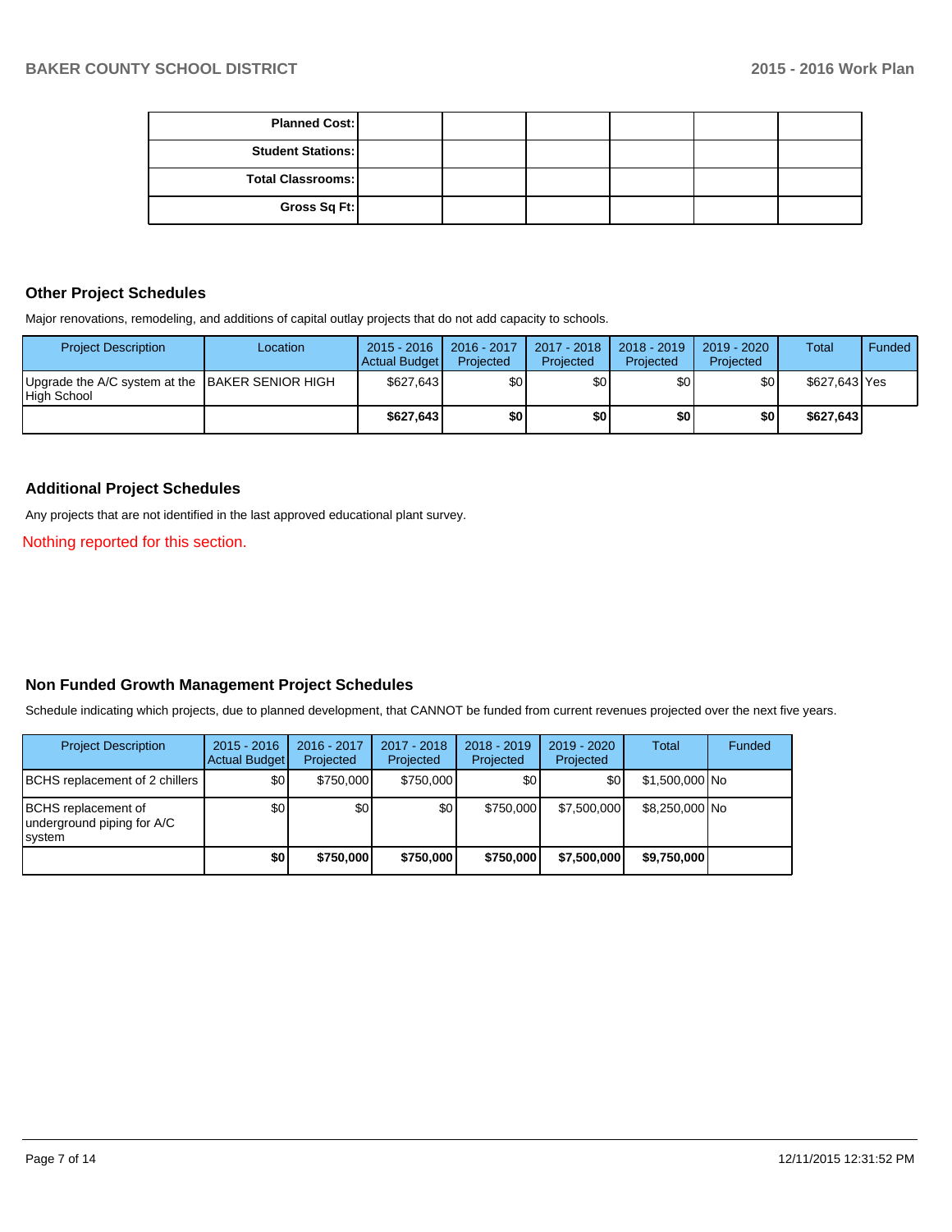| | | | | | | |
|---|---|---|---|---|---|---|
| **Planned Cost:** | | | | | | |
| **Student Stations:** | | | | | | |
| **Total Classrooms:** | | | | | | |
| **Gross Sq Ft:** | | | | | | |

## Other Project Schedules

Major renovations, remodeling, and additions of capital outlay projects that do not add capacity to schools.

| Project Description | Location | 2015 - 2016 Actual Budget | 2016 - 2017 Projected | 2017 - 2018 Projected | 2018 - 2019 Projected | 2019 - 2020 Projected | Total | Funded |
|---|---|---|---|---|---|---|---|---|
| Upgrade the A/C system at the High School | BAKER SENIOR HIGH | $627,643 | $0 | $0 | $0 | $0 | $627,643 | Yes |
| | | **$627,643** | **$0** | **$0** | **$0** | **$0** | **$627,643** | |

## Additional Project Schedules

Any projects that are not identified in the last approved educational plant survey.

Nothing reported for this section.

## Non Funded Growth Management Project Schedules

Schedule indicating which projects, due to planned development, that CANNOT be funded from current revenues projected over the next five years.

| Project Description | 2015 - 2016 Actual Budget | 2016 - 2017 Projected | 2017 - 2018 Projected | 2018 - 2019 Projected | 2019 - 2020 Projected | Total | Funded |
|---|---|---|---|---|---|---|---|
| BCHS replacement of 2 chillers | $0 | $750,000 | $750,000 | $0 | $0 | $1,500,000 | No |
| BCHS replacement of underground piping for A/C system | $0 | $0 | $0 | $750,000 | $7,500,000 | $8,250,000 | No |
| | **$0** | **$750,000** | **$750,000** | **$750,000** | **$7,500,000** | **$9,750,000** | |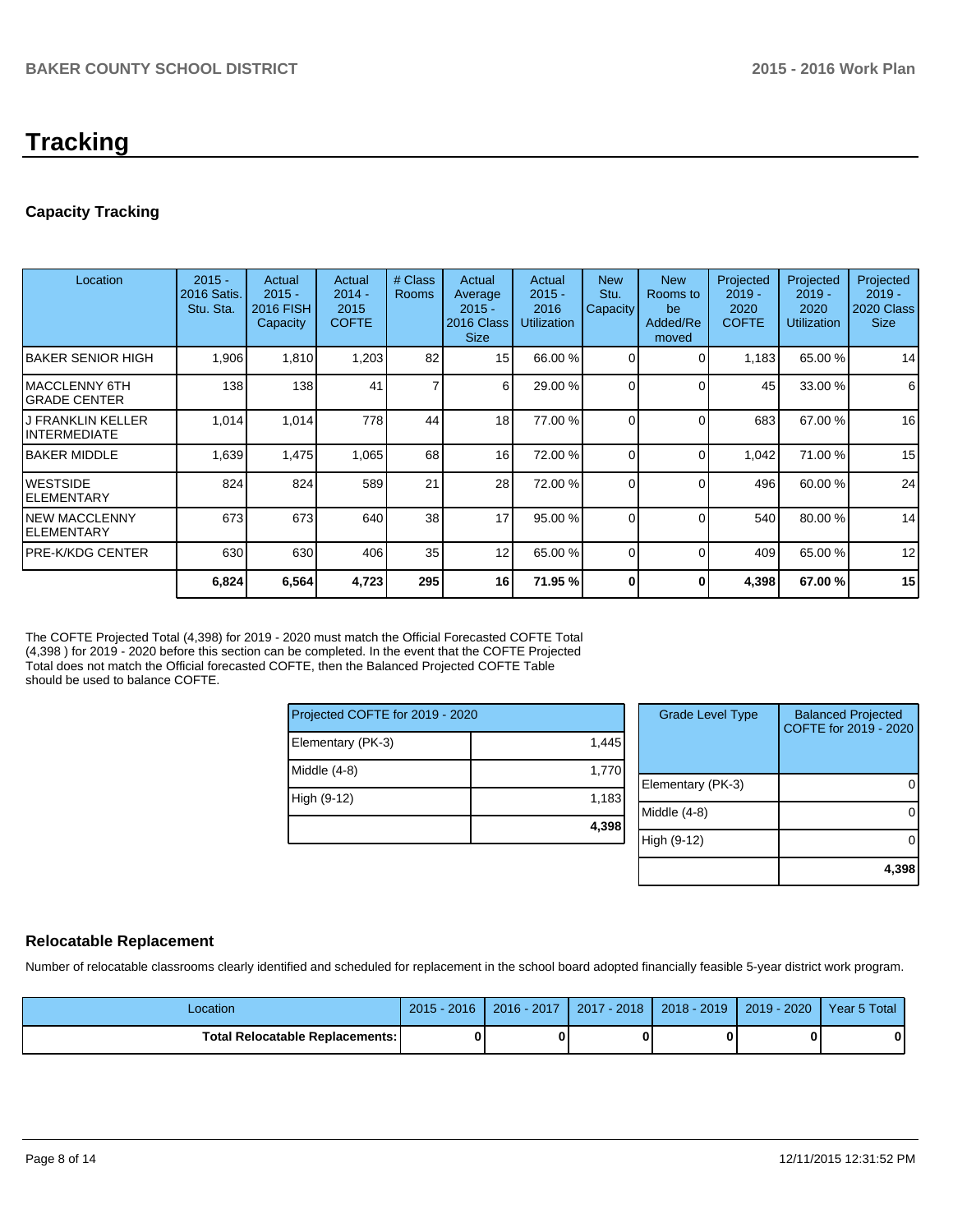# Tracking

### Capacity Tracking

| Location | 2015 - 2016 Satis. Stu. Sta. | Actual 2015 - 2016 FISH Capacity | Actual 2014 - 2015 COFTE | # Class Rooms | Actual Average 2015 - 2016 Class Size | Actual 2015 - 2016 Utilization | New Stu. Capacity | New Rooms to be Added/Removed | Projected 2019 - 2020 COFTE | Projected 2019 - 2020 Utilization | Projected 2019 - 2020 Class Size |
|---|---|---|---|---|---|---|---|---|---|---|---|
| BAKER SENIOR HIGH | 1,906 | 1,810 | 1,203 | 82 | 15 | 66.00 % | 0 | 0 | 1,183 | 65.00 % | 14 |
| MACCLENNY 6TH GRADE CENTER | 138 | 138 | 41 | 7 | 6 | 29.00 % | 0 | 0 | 45 | 33.00 % | 6 |
| J FRANKLIN KELLER INTERMEDIATE | 1,014 | 1,014 | 778 | 44 | 18 | 77.00 % | 0 | 0 | 683 | 67.00 % | 16 |
| BAKER MIDDLE | 1,639 | 1,475 | 1,065 | 68 | 16 | 72.00 % | 0 | 0 | 1,042 | 71.00 % | 15 |
| WESTSIDE ELEMENTARY | 824 | 824 | 589 | 21 | 28 | 72.00 % | 0 | 0 | 496 | 60.00 % | 24 |
| NEW MACCLENNY ELEMENTARY | 673 | 673 | 640 | 38 | 17 | 95.00 % | 0 | 0 | 540 | 80.00 % | 14 |
| PRE-K/KDG CENTER | 630 | 630 | 406 | 35 | 12 | 65.00 % | 0 | 0 | 409 | 65.00 % | 12 |
| | **6,824** | **6,564** | **4,723** | **295** | **16** | **71.95 %** | **0** | **0** | **4,398** | **67.00 %** | **15** |

The COFTE Projected Total (4,398) for 2019 - 2020 must match the Official Forecasted COFTE Total (4,398 ) for 2019 - 2020 before this section can be completed. In the event that the COFTE Projected Total does not match the Official forecasted COFTE, then the Balanced Projected COFTE Table should be used to balance COFTE.

| Projected COFTE for 2019 - 2020 | |
|---|---|
| Elementary (PK-3) | 1,445 |
| Middle (4-8) | 1,770 |
| High (9-12) | 1,183 |
| | **4,398** |

| Grade Level Type | Balanced Projected COFTE for 2019 - 2020 |
|---|---|
| Elementary (PK-3) | 0 |
| Middle (4-8) | 0 |
| High (9-12) | 0 |
| | **4,398** |

### Relocatable Replacement

Number of relocatable classrooms clearly identified and scheduled for replacement in the school board adopted financially feasible 5-year district work program.

| Location | 2015 - 2016 | 2016 - 2017 | 2017 - 2018 | 2018 - 2019 | 2019 - 2020 | Year 5 Total |
|---|---|---|---|---|---|---|
| **Total Relocatable Replacements:** | **0** | **0** | **0** | **0** | **0** | **0** |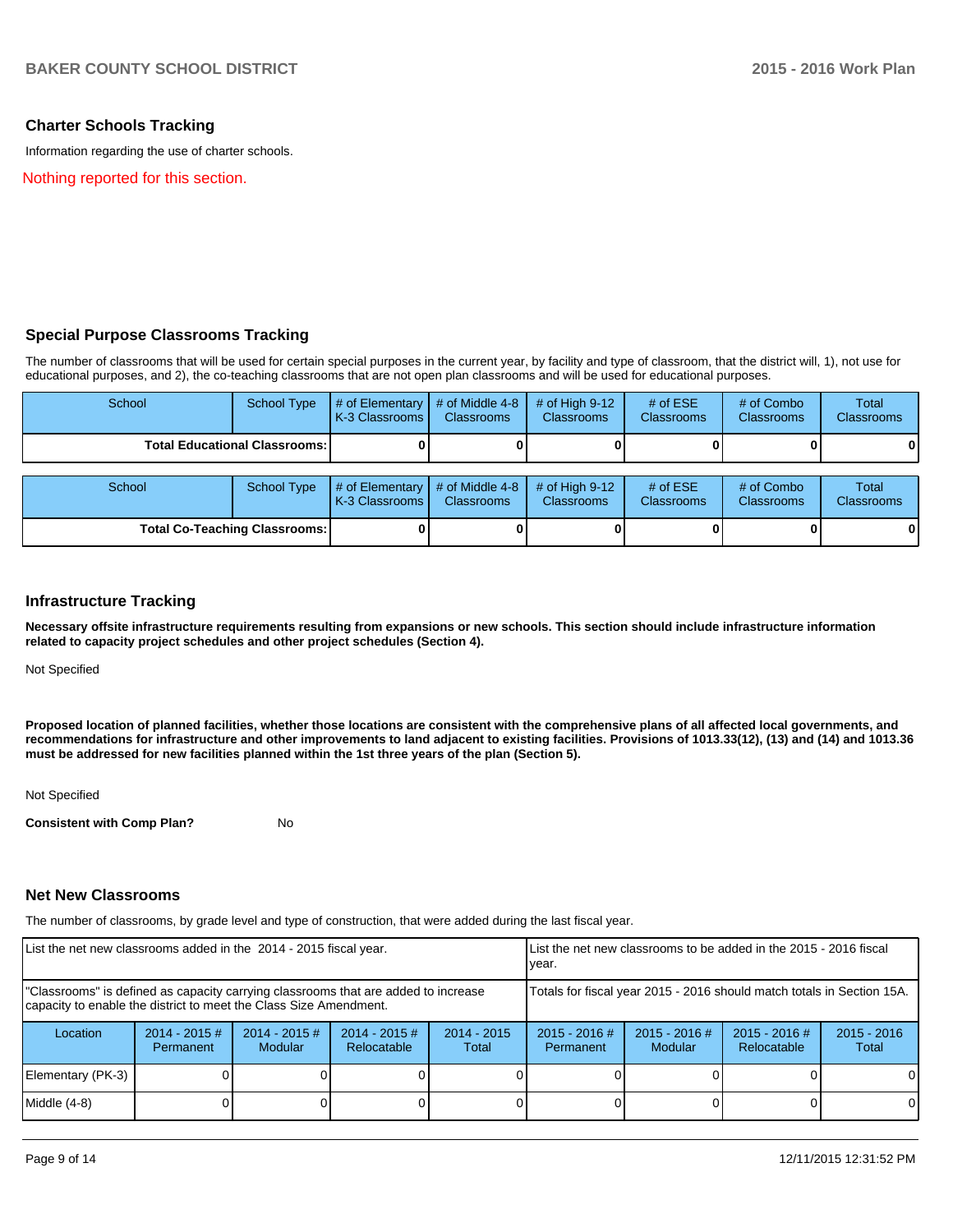## Charter Schools Tracking

Information regarding the use of charter schools.

Nothing reported for this section.

## Special Purpose Classrooms Tracking

The number of classrooms that will be used for certain special purposes in the current year, by facility and type of classroom, that the district will, 1), not use for educational purposes, and 2), the co-teaching classrooms that are not open plan classrooms and will be used for educational purposes.

| School | School Type | # of Elementary K-3 Classrooms | # of Middle 4-8 Classrooms | # of High 9-12 Classrooms | # of ESE Classrooms | # of Combo Classrooms | Total Classrooms |
|---|---|---|---|---|---|---|---|
| **Total Educational Classrooms:** | | **0** | **0** | **0** | **0** | **0** | **0** |

| School | School Type | # of Elementary K-3 Classrooms | # of Middle 4-8 Classrooms | # of High 9-12 Classrooms | # of ESE Classrooms | # of Combo Classrooms | Total Classrooms |
|---|---|---|---|---|---|---|---|
| **Total Co-Teaching Classrooms:** | | **0** | **0** | **0** | **0** | **0** | **0** |

## Infrastructure Tracking

**Necessary offsite infrastructure requirements resulting from expansions or new schools. This section should include infrastructure information related to capacity project schedules and other project schedules (Section 4).**

Not Specified

**Proposed location of planned facilities, whether those locations are consistent with the comprehensive plans of all affected local governments, and recommendations for infrastructure and other improvements to land adjacent to existing facilities. Provisions of 1013.33(12), (13) and (14) and 1013.36 must be addressed for new facilities planned within the 1st three years of the plan (Section 5).**

Not Specified

**Consistent with Comp Plan?** No

## Net New Classrooms

The number of classrooms, by grade level and type of construction, that were added during the last fiscal year.

| List the net new classrooms added in the 2014 - 2015 fiscal year. | | | | | List the net new classrooms to be added in the 2015 - 2016 fiscal year. | | | |
|---|---|---|---|---|---|---|---|---|
| "Classrooms" is defined as capacity carrying classrooms that are added to increase capacity to enable the district to meet the Class Size Amendment. | | | | | Totals for fiscal year 2015 - 2016 should match totals in Section 15A. | | | |
| Location | 2014 - 2015 # Permanent | 2014 - 2015 # Modular | 2014 - 2015 # Relocatable | 2014 - 2015 Total | 2015 - 2016 # Permanent | 2015 - 2016 # Modular | 2015 - 2016 # Relocatable | 2015 - 2016 Total |
| Elementary (PK-3) | 0 | 0 | 0 | 0 | 0 | 0 | 0 | 0 |
| Middle (4-8) | 0 | 0 | 0 | 0 | 0 | 0 | 0 | 0 |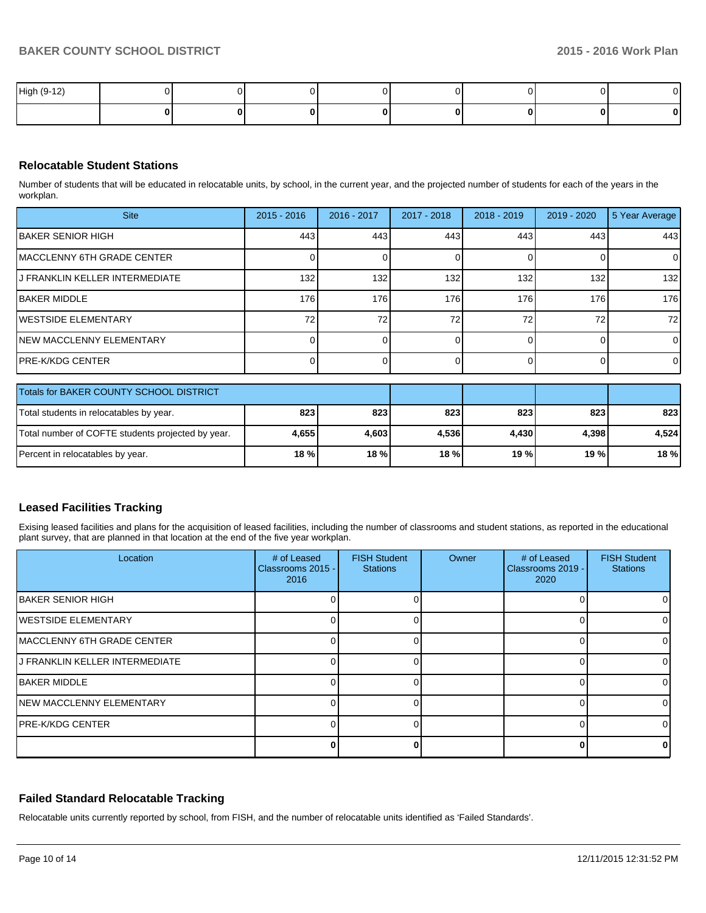| High (9-12) | 0 | 0 | 0 | 0 | 0 | 0 | 0 | 0 |
|---|---|---|---|---|---|---|---|---|
| | **0** | **0** | **0** | **0** | **0** | **0** | **0** | **0** |

## Relocatable Student Stations

Number of students that will be educated in relocatable units, by school, in the current year, and the projected number of students for each of the years in the workplan.

| Site | 2015 - 2016 | 2016 - 2017 | 2017 - 2018 | 2018 - 2019 | 2019 - 2020 | 5 Year Average |
|---|---|---|---|---|---|---|
| BAKER SENIOR HIGH | 443 | 443 | 443 | 443 | 443 | 443 |
| MACCLENNY 6TH GRADE CENTER | 0 | 0 | 0 | 0 | 0 | 0 |
| J FRANKLIN KELLER INTERMEDIATE | 132 | 132 | 132 | 132 | 132 | 132 |
| BAKER MIDDLE | 176 | 176 | 176 | 176 | 176 | 176 |
| WESTSIDE ELEMENTARY | 72 | 72 | 72 | 72 | 72 | 72 |
| NEW MACCLENNY ELEMENTARY | 0 | 0 | 0 | 0 | 0 | 0 |
| PRE-K/KDG CENTER | 0 | 0 | 0 | 0 | 0 | 0 |

| Totals for BAKER COUNTY SCHOOL DISTRICT | | | | | | |
|---|---|---|---|---|---|---|
| Total students in relocatables by year. | **823** | **823** | **823** | **823** | **823** | **823** |
| Total number of COFTE students projected by year. | **4,655** | **4,603** | **4,536** | **4,430** | **4,398** | **4,524** |
| Percent in relocatables by year. | **18 %** | **18 %** | **18 %** | **19 %** | **19 %** | **18 %** |

## Leased Facilities Tracking

Exising leased facilities and plans for the acquisition of leased facilities, including the number of classrooms and student stations, as reported in the educational plant survey, that are planned in that location at the end of the five year workplan.

| Location | # of Leased Classrooms 2015 - 2016 | FISH Student Stations | Owner | # of Leased Classrooms 2019 - 2020 | FISH Student Stations |
|---|---|---|---|---|---|
| BAKER SENIOR HIGH | 0 | 0 | | 0 | 0 |
| WESTSIDE ELEMENTARY | 0 | 0 | | 0 | 0 |
| MACCLENNY 6TH GRADE CENTER | 0 | 0 | | 0 | 0 |
| J FRANKLIN KELLER INTERMEDIATE | 0 | 0 | | 0 | 0 |
| BAKER MIDDLE | 0 | 0 | | 0 | 0 |
| NEW MACCLENNY ELEMENTARY | 0 | 0 | | 0 | 0 |
| PRE-K/KDG CENTER | 0 | 0 | | 0 | 0 |
| | **0** | **0** | | **0** | **0** |

## Failed Standard Relocatable Tracking

Relocatable units currently reported by school, from FISH, and the number of relocatable units identified as 'Failed Standards'.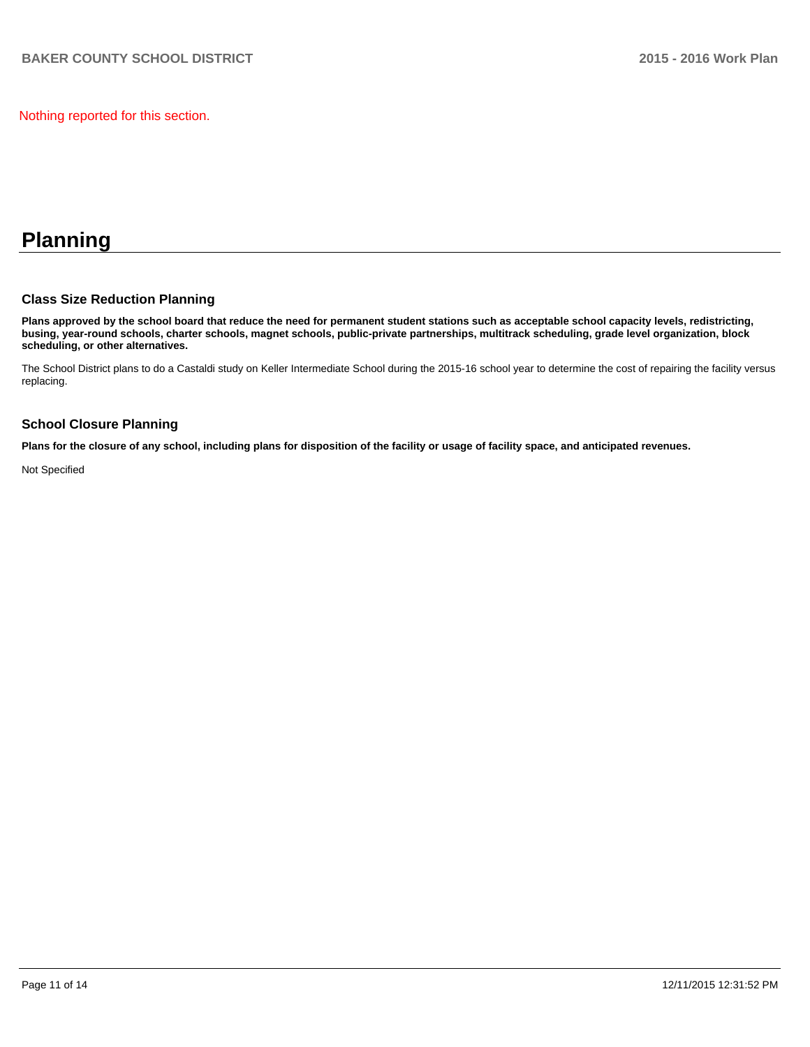Nothing reported for this section.

# Planning

## Class Size Reduction Planning

**Plans approved by the school board that reduce the need for permanent student stations such as acceptable school capacity levels, redistricting, busing, year-round schools, charter schools, magnet schools, public-private partnerships, multitrack scheduling, grade level organization, block scheduling, or other alternatives.**

The School District plans to do a Castaldi study on Keller Intermediate School during the 2015-16 school year to determine the cost of repairing the facility versus replacing.

## School Closure Planning

**Plans for the closure of any school, including plans for disposition of the facility or usage of facility space, and anticipated revenues.**

Not Specified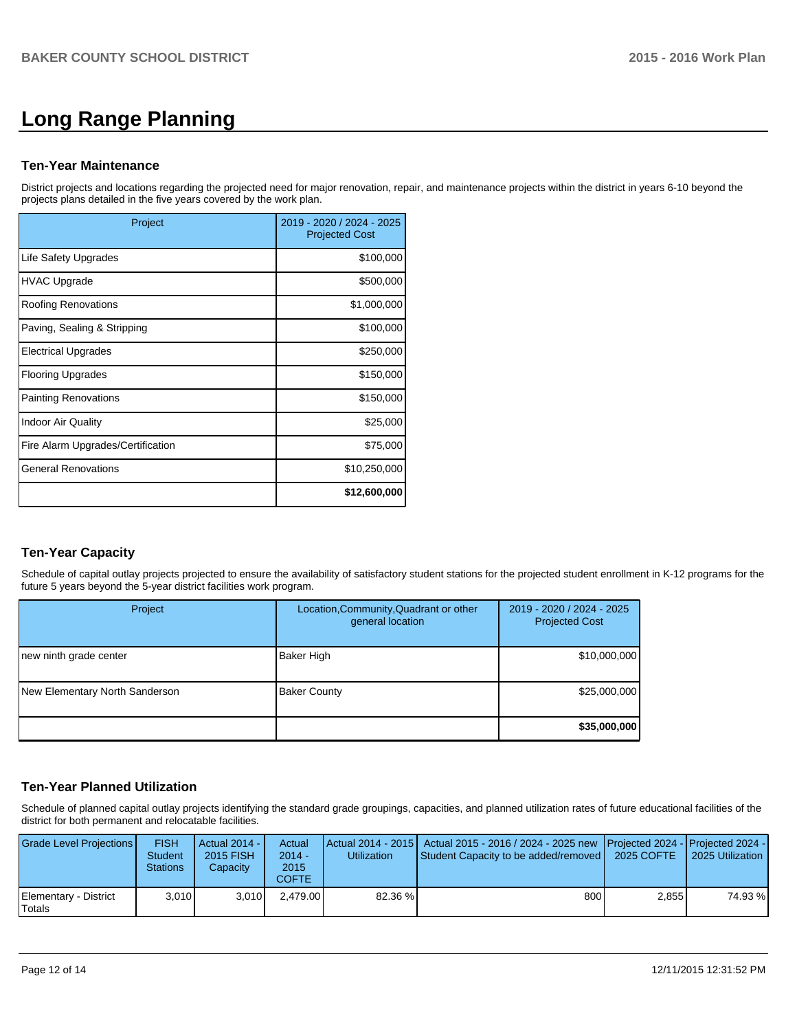# Long Range Planning

### Ten-Year Maintenance

District projects and locations regarding the projected need for major renovation, repair, and maintenance projects within the district in years 6-10 beyond the projects plans detailed in the five years covered by the work plan.

| Project | 2019 - 2020 / 2024 - 2025 Projected Cost |
|---|---|
| Life Safety Upgrades | $100,000 |
| HVAC Upgrade | $500,000 |
| Roofing Renovations | $1,000,000 |
| Paving, Sealing & Stripping | $100,000 |
| Electrical Upgrades | $250,000 |
| Flooring Upgrades | $150,000 |
| Painting Renovations | $150,000 |
| Indoor Air Quality | $25,000 |
| Fire Alarm Upgrades/Certification | $75,000 |
| General Renovations | $10,250,000 |
| | **$12,600,000** |

### Ten-Year Capacity

Schedule of capital outlay projects projected to ensure the availability of satisfactory student stations for the projected student enrollment in K-12 programs for the future 5 years beyond the 5-year district facilities work program.

| Project | Location,Community,Quadrant or other general location | 2019 - 2020 / 2024 - 2025 Projected Cost |
|---|---|---|
| new ninth grade center | Baker High | $10,000,000 |
| New Elementary North Sanderson | Baker County | $25,000,000 |
| | | **$35,000,000** |

### Ten-Year Planned Utilization

Schedule of planned capital outlay projects identifying the standard grade groupings, capacities, and planned utilization rates of future educational facilities of the district for both permanent and relocatable facilities.

| Grade Level Projections | FISH Student Stations | Actual 2014 - 2015 FISH Capacity | Actual 2014 - 2015 COFTE | Actual 2014 - 2015 Utilization | Actual 2015 - 2016 / 2024 - 2025 new Student Capacity to be added/removed | Projected 2024 - 2025 COFTE | Projected 2024 - 2025 Utilization |
|---|---|---|---|---|---|---|---|
| Elementary - District Totals | 3,010 | 3,010 | 2,479.00 | 82.36 % | 800 | 2,855 | 74.93 % |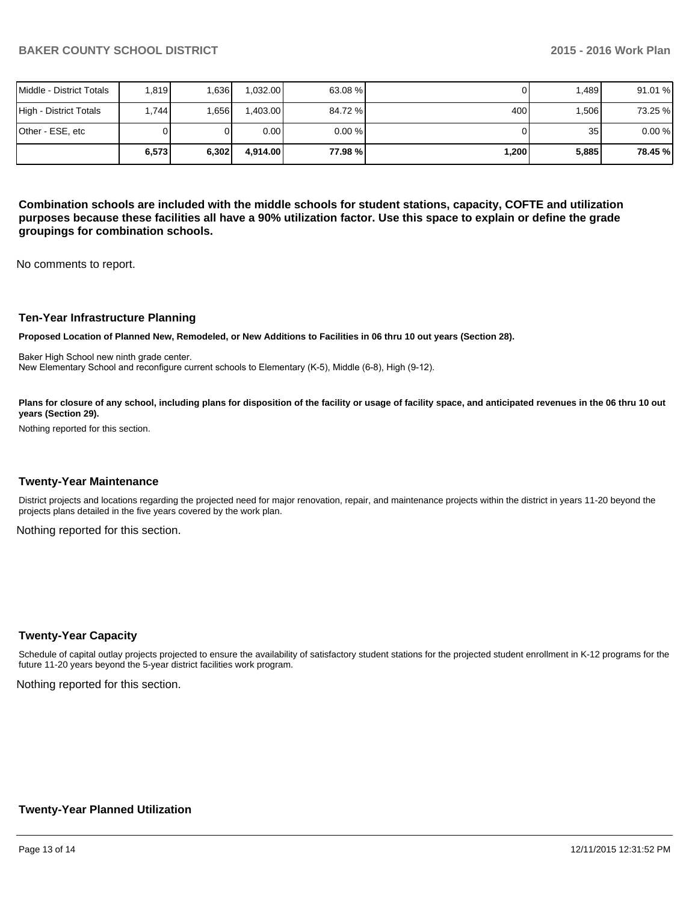| | | | | | | | |
|---|---|---|---|---|---|---|---|
| Middle - District Totals | 1,819 | 1,636 | 1,032.00 | 63.08 % | 0 | 1,489 | 91.01 % |
| High - District Totals | 1,744 | 1,656 | 1,403.00 | 84.72 % | 400 | 1,506 | 73.25 % |
| Other - ESE, etc | 0 | 0 | 0.00 | 0.00 % | 0 | 35 | 0.00 % |
| | **6,573** | **6,302** | **4,914.00** | **77.98 %** | **1,200** | **5,885** | **78.45 %** |

**Combination schools are included with the middle schools for student stations, capacity, COFTE and utilization purposes because these facilities all have a 90% utilization factor. Use this space to explain or define the grade groupings for combination schools.**

No comments to report.

### Ten-Year Infrastructure Planning

**Proposed Location of Planned New, Remodeled, or New Additions to Facilities in 06 thru 10 out years (Section 28).**

Baker High School new ninth grade center.
New Elementary School and reconfigure current schools to Elementary (K-5), Middle (6-8), High (9-12).

**Plans for closure of any school, including plans for disposition of the facility or usage of facility space, and anticipated revenues in the 06 thru 10 out years (Section 29).**

Nothing reported for this section.

### Twenty-Year Maintenance

District projects and locations regarding the projected need for major renovation, repair, and maintenance projects within the district in years 11-20 beyond the projects plans detailed in the five years covered by the work plan.

Nothing reported for this section.

### Twenty-Year Capacity

Schedule of capital outlay projects projected to ensure the availability of satisfactory student stations for the projected student enrollment in K-12 programs for the future 11-20 years beyond the 5-year district facilities work program.

Nothing reported for this section.

### Twenty-Year Planned Utilization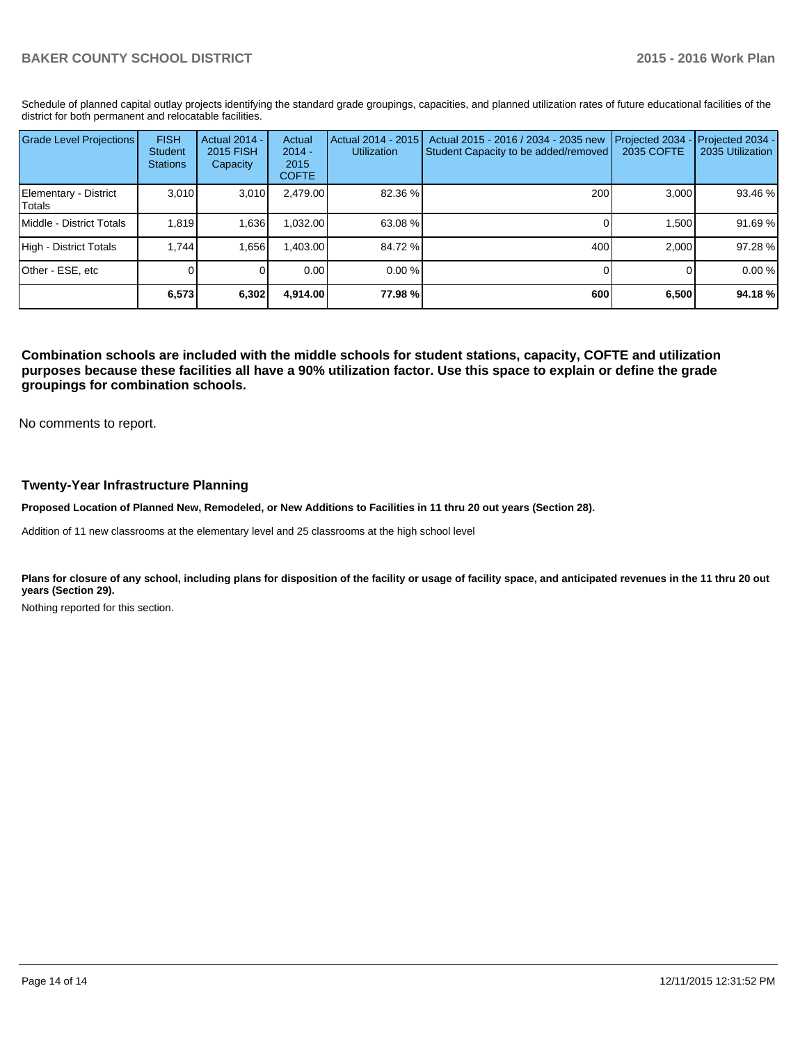Schedule of planned capital outlay projects identifying the standard grade groupings, capacities, and planned utilization rates of future educational facilities of the district for both permanent and relocatable facilities.

| Grade Level Projections | FISH Student Stations | Actual 2014 - 2015 FISH Capacity | Actual 2014 - 2015 COFTE | Actual 2014 - 2015 Utilization | Actual 2015 - 2016 / 2034 - 2035 new Student Capacity to be added/removed | Projected 2034 - 2035 COFTE | Projected 2034 - 2035 Utilization |
|---|---|---|---|---|---|---|---|
| Elementary - District Totals | 3,010 | 3,010 | 2,479.00 | 82.36 % | 200 | 3,000 | 93.46 % |
| Middle - District Totals | 1,819 | 1,636 | 1,032.00 | 63.08 % | 0 | 1,500 | 91.69 % |
| High - District Totals | 1,744 | 1,656 | 1,403.00 | 84.72 % | 400 | 2,000 | 97.28 % |
| Other - ESE, etc | 0 | 0 | 0.00 | 0.00 % | 0 | 0 | 0.00 % |
| | **6,573** | **6,302** | **4,914.00** | **77.98 %** | **600** | **6,500** | **94.18 %** |

**Combination schools are included with the middle schools for student stations, capacity, COFTE and utilization purposes because these facilities all have a 90% utilization factor. Use this space to explain or define the grade groupings for combination schools.**

No comments to report.

## Twenty-Year Infrastructure Planning

**Proposed Location of Planned New, Remodeled, or New Additions to Facilities in 11 thru 20 out years (Section 28).**

Addition of 11 new classrooms at the elementary level and 25 classrooms at the high school level

**Plans for closure of any school, including plans for disposition of the facility or usage of facility space, and anticipated revenues in the 11 thru 20 out years (Section 29).**

Nothing reported for this section.